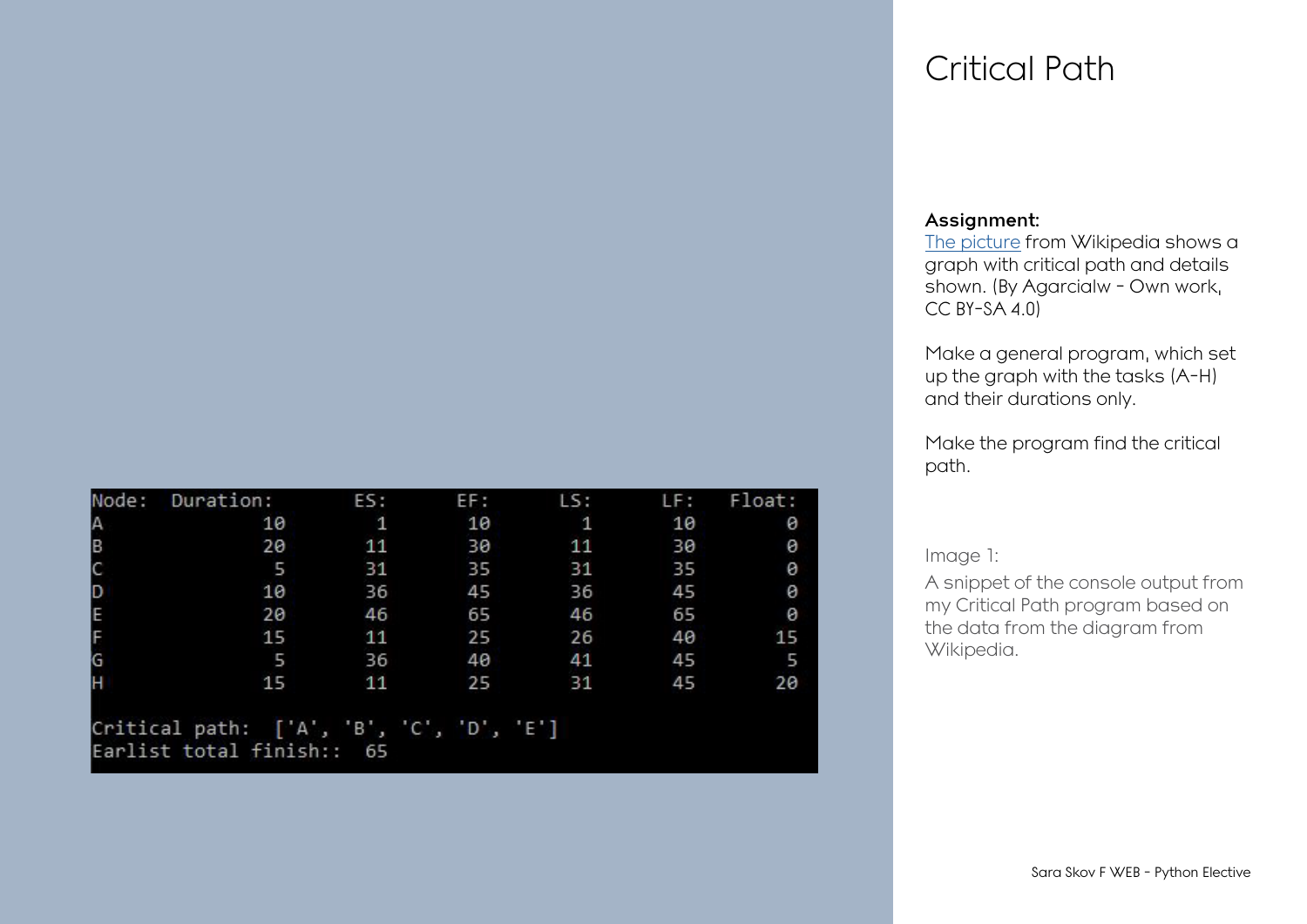# Critical Path

**Assignment:**
[The picture] from Wikipedia shows a graph with critical path and details shown. (By Agarcialw - Own work, CC BY-SA 4.0)

Make a general program, which set up the graph with the tasks (A-H) and their durations only.

Make the program find the critical path.

```
Node:  Duration:     ES:     EF:     LS:     LF:   Float:
A             10       1      10       1      10        0
B             20      11      30      11      30        0
C              5      31      35      31      35        0
D             10      36      45      36      45        0
E             20      46      65      46      65        0
F             15      11      25      26      40       15
G              5      36      40      41      45        5
H             15      11      25      31      45       20

Critical path:  ['A', 'B', 'C', 'D', 'E']
Earlist total finish::  65
```

Image 1:

A snippet of the console output from my Critical Path program based on the data from the diagram from Wikipedia.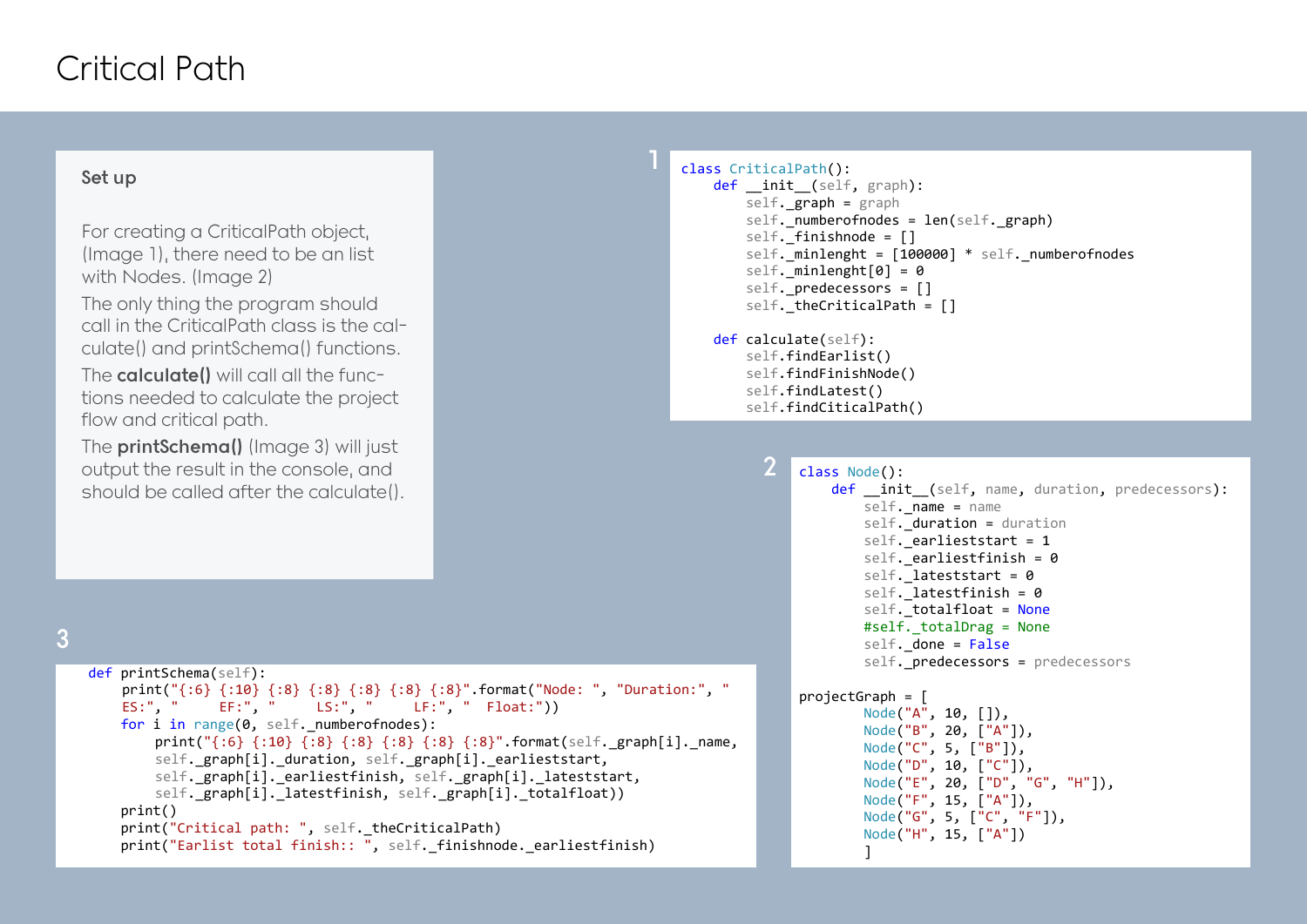# Critical Path

## Set up

For creating a CriticalPath object, (Image 1), there need to be an list with Nodes. (Image 2)

The only thing the program should call in the CriticalPath class is the calculate() and printSchema() functions.

The **calculate()** will call all the functions needed to calculate the project flow and critical path.

The **printSchema()** (Image 3) will just output the result in the console, and should be called after the calculate().

1

```python
class CriticalPath():
    def __init__(self, graph):
        self._graph = graph
        self._numberofnodes = len(self._graph)
        self._finishnode = []
        self._minlenght = [100000] * self._numberofnodes
        self._minlenght[0] = 0
        self._predecessors = []
        self._theCriticalPath = []

    def calculate(self):
        self.findEarlist()
        self.findFinishNode()
        self.findLatest()
        self.findCiticalPath()
```

2

```python
class Node():
    def __init__(self, name, duration, predecessors):
        self._name = name
        self._duration = duration
        self._earlieststart = 1
        self._earliestfinish = 0
        self._lateststart = 0
        self._latestfinish = 0
        self._totalfloat = None
        #self._totalDrag = None
        self._done = False
        self._predecessors = predecessors

projectGraph = [
        Node("A", 10, []),
        Node("B", 20, ["A"]),
        Node("C", 5, ["B"]),
        Node("D", 10, ["C"]),
        Node("E", 20, ["D", "G", "H"]),
        Node("F", 15, ["A"]),
        Node("G", 5, ["C", "F"]),
        Node("H", 15, ["A"])
        ]
```

3

```python
    def printSchema(self):
        print("{:6} {:10} {:8} {:8} {:8} {:8} {:8}".format("Node: ", "Duration:", "
        ES:", "     EF:", "     LS:", "     LF:", "  Float:"))
        for i in range(0, self._numberofnodes):
            print("{:6} {:10} {:8} {:8} {:8} {:8} {:8}".format(self._graph[i]._name,
            self._graph[i]._duration, self._graph[i]._earlieststart,
            self._graph[i]._earliestfinish, self._graph[i]._lateststart,
            self._graph[i]._latestfinish, self._graph[i]._totalfloat))
        print()
        print("Critical path: ", self._theCriticalPath)
        print("Earlist total finish:: ", self._finishnode._earliestfinish)
```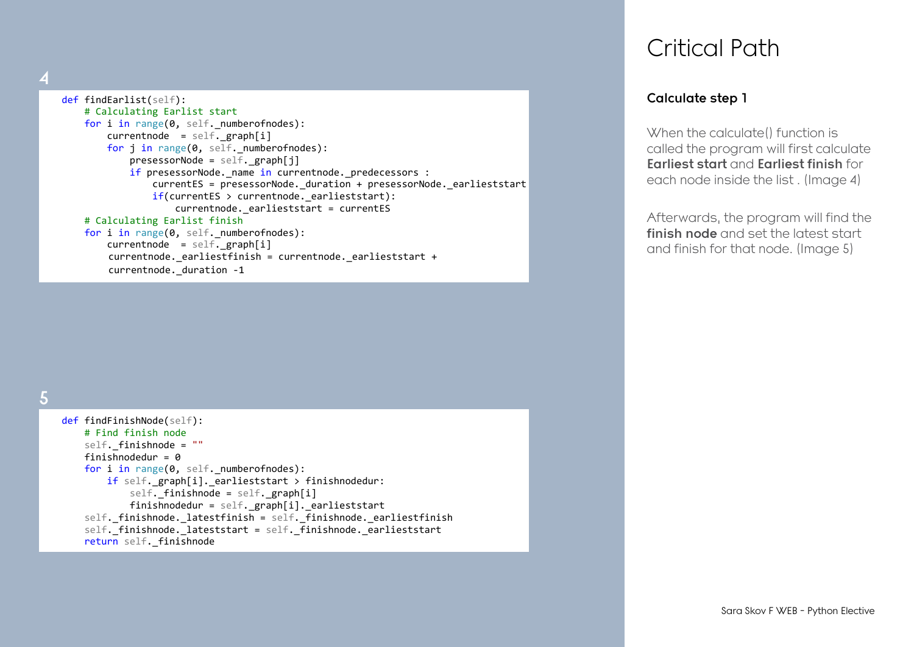# Critical Path

### Calculate step 1

When the calculate() function is called the program will first calculate **Earliest start** and **Earliest finish** for each node inside the list . (Image 4)

Afterwards, the program will find the **finish node** and set the latest start and finish for that node. (Image 5)

4

```
def findEarlist(self):
    # Calculating Earlist start
    for i in range(0, self._numberofnodes):
        currentnode  = self._graph[i]
        for j in range(0, self._numberofnodes):
            presessorNode = self._graph[j]
            if presessorNode._name in currentnode._predecessors :
                currentES = presessorNode._duration + presessorNode._earlieststart
                if(currentES > currentnode._earlieststart):
                    currentnode._earlieststart = currentES
    # Calculating Earlist finish
    for i in range(0, self._numberofnodes):
        currentnode  = self._graph[i]
        currentnode._earliestfinish = currentnode._earlieststart +
        currentnode._duration -1
```

5

```
def findFinishNode(self):
    # Find finish node
    self._finishnode = ""
    finishnodedur = 0
    for i in range(0, self._numberofnodes):
        if self._graph[i]._earlieststart > finishnodedur:
            self._finishnode = self._graph[i]
            finishnodedur = self._graph[i]._earlieststart
    self._finishnode._latestfinish = self._finishnode._earliestfinish
    self._finishnode._lateststart = self._finishnode._earlieststart
    return self._finishnode
```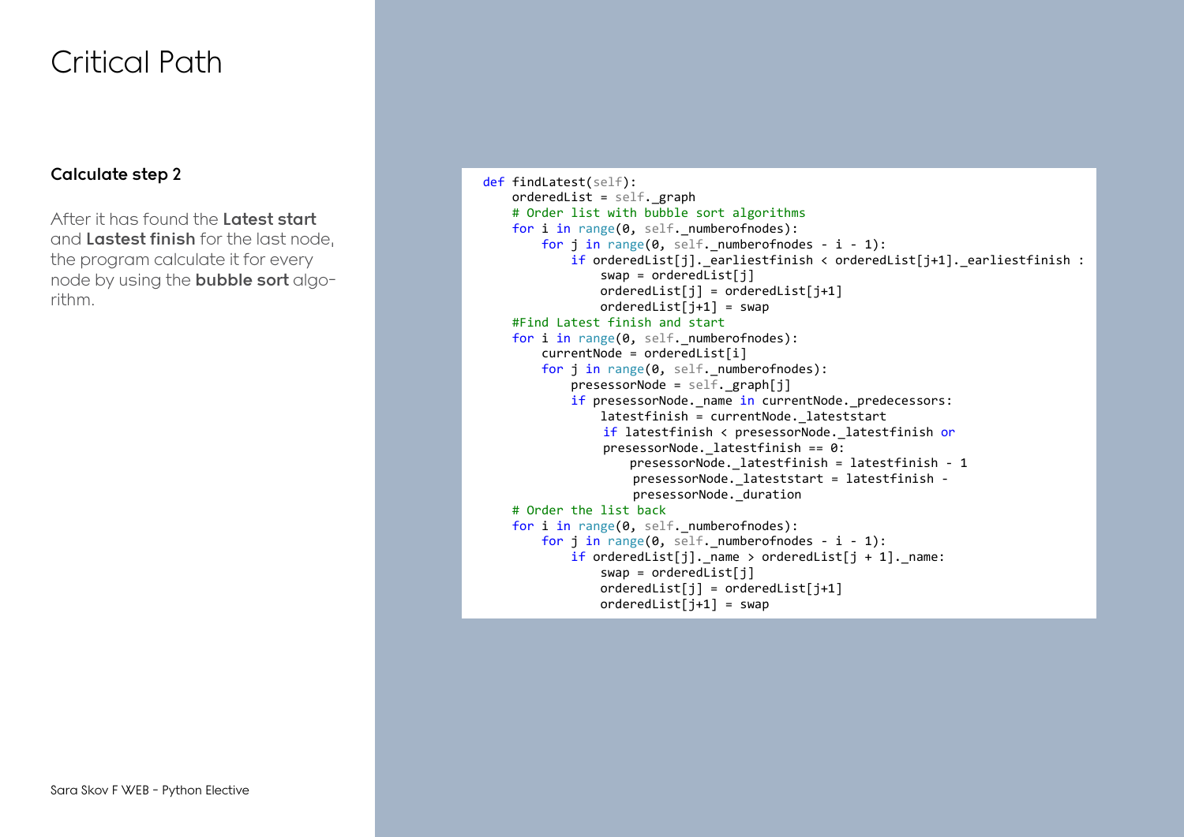# Critical Path

### Calculate step 2

After it has found the **Latest start** and **Lastest finish** for the last node, the program calculate it for every node by using the **bubble sort** algorithm.

```
def findLatest(self):
    orderedList = self._graph
    # Order list with bubble sort algorithms
    for i in range(0, self._numberofnodes):
        for j in range(0, self._numberofnodes - i - 1):
            if orderedList[j]._earliestfinish < orderedList[j+1]._earliestfinish :
                swap = orderedList[j]
                orderedList[j] = orderedList[j+1]
                orderedList[j+1] = swap
    #Find Latest finish and start
    for i in range(0, self._numberofnodes):
        currentNode = orderedList[i]
        for j in range(0, self._numberofnodes):
            presessorNode = self._graph[j]
            if presessorNode._name in currentNode._predecessors:
                latestfinish = currentNode._lateststart
                 if latestfinish < presessorNode._latestfinish or
                 presessorNode._latestfinish == 0:
                     presessorNode._latestfinish = latestfinish - 1
                      presessorNode._lateststart = latestfinish -
                      presessorNode._duration
    # Order the list back
    for i in range(0, self._numberofnodes):
        for j in range(0, self._numberofnodes - i - 1):
            if orderedList[j]._name > orderedList[j + 1]._name:
                swap = orderedList[j]
                orderedList[j] = orderedList[j+1]
                orderedList[j+1] = swap
```

Sara Skov F WEB - Python Elective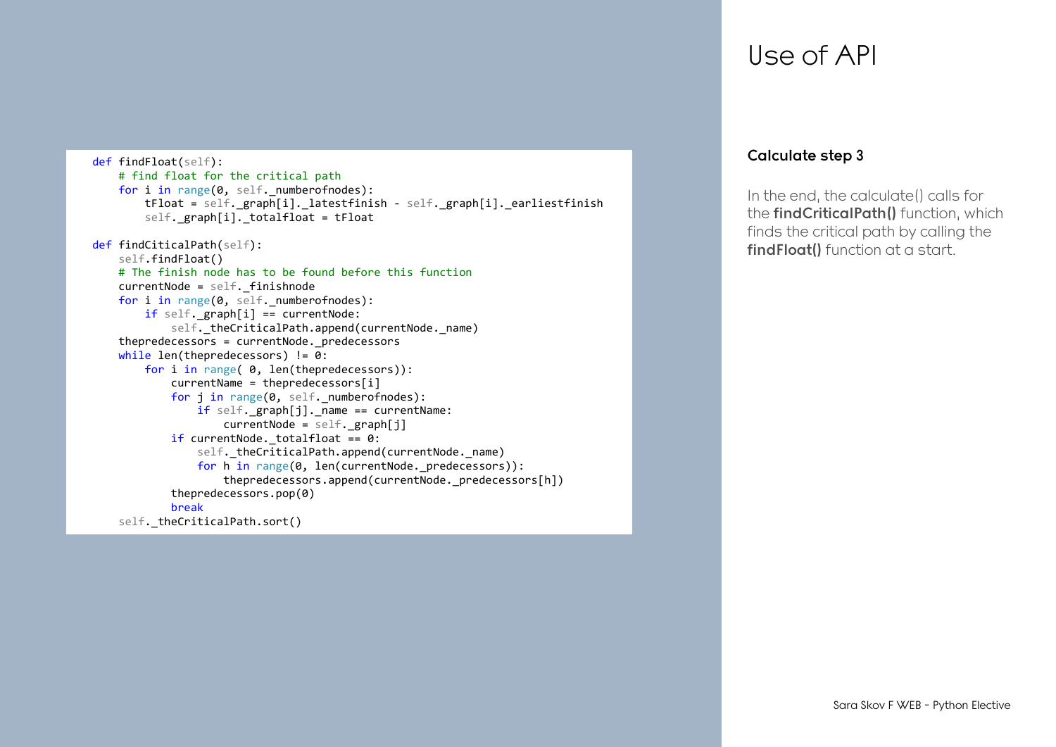# Use of API

```
def findFloat(self):
    # find float for the critical path
    for i in range(0, self._numberofnodes):
        tFloat = self._graph[i]._latestfinish - self._graph[i]._earliestfinish
        self._graph[i]._totalfloat = tFloat

def findCiticalPath(self):
    self.findFloat()
    # The finish node has to be found before this function
    currentNode = self._finishnode
    for i in range(0, self._numberofnodes):
        if self._graph[i] == currentNode:
            self._theCriticalPath.append(currentNode._name)
    thepredecessors = currentNode._predecessors
    while len(thepredecessors) != 0:
        for i in range( 0, len(thepredecessors)):
            currentName = thepredecessors[i]
            for j in range(0, self._numberofnodes):
                if self._graph[j]._name == currentName:
                    currentNode = self._graph[j]
            if currentNode._totalfloat == 0:
                self._theCriticalPath.append(currentNode._name)
                for h in range(0, len(currentNode._predecessors)):
                    thepredecessors.append(currentNode._predecessors[h])
            thepredecessors.pop(0)
            break
    self._theCriticalPath.sort()
```

### Calculate step 3

In the end, the calculate() calls for the **findCriticalPath()** function, which finds the critical path by calling the **findFloat()** function at a start.

Sara Skov F WEB - Python Elective